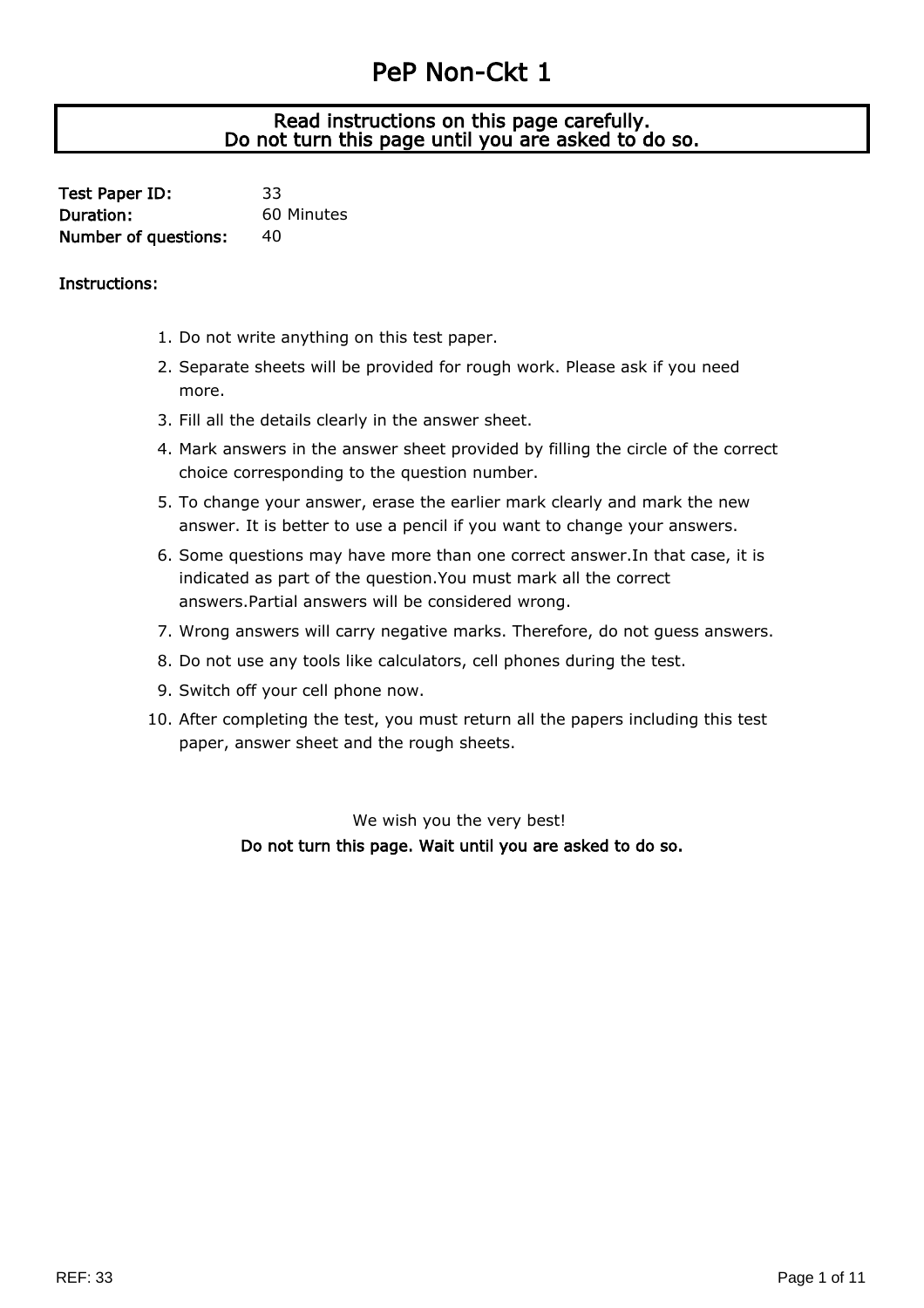# PeP Non-Ckt 1

**Read instructions on this page carefully.**
**Do not turn this page until you are asked to do so.**

**Test Paper ID:** 33
**Duration:** 60 Minutes
**Number of questions:** 40

**Instructions:**

1. Do not write anything on this test paper.
2. Separate sheets will be provided for rough work. Please ask if you need more.
3. Fill all the details clearly in the answer sheet.
4. Mark answers in the answer sheet provided by filling the circle of the correct choice corresponding to the question number.
5. To change your answer, erase the earlier mark clearly and mark the new answer. It is better to use a pencil if you want to change your answers.
6. Some questions may have more than one correct answer.In that case, it is indicated as part of the question.You must mark all the correct answers.Partial answers will be considered wrong.
7. Wrong answers will carry negative marks. Therefore, do not guess answers.
8. Do not use any tools like calculators, cell phones during the test.
9. Switch off your cell phone now.
10. After completing the test, you must return all the papers including this test paper, answer sheet and the rough sheets.

We wish you the very best!

**Do not turn this page. Wait until you are asked to do so.**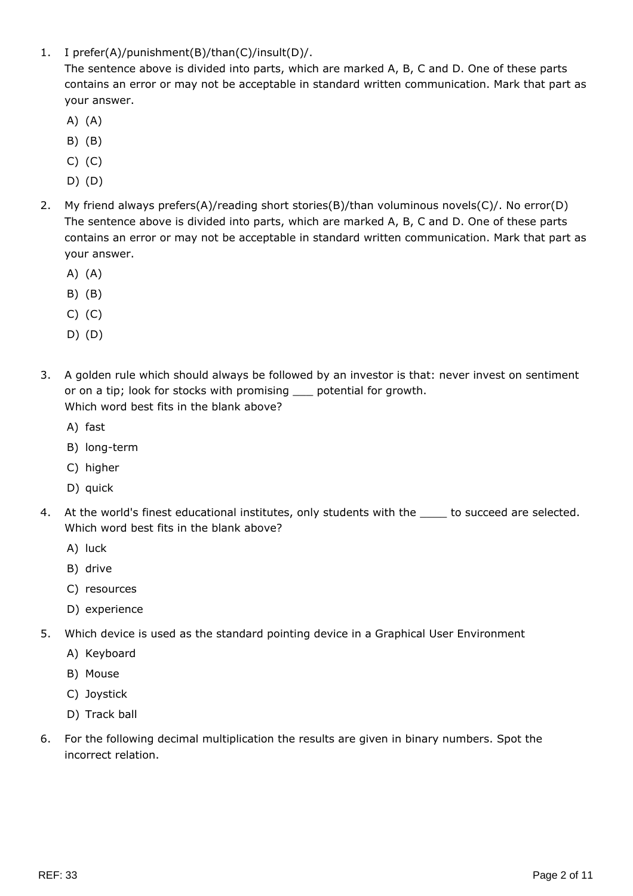1. I prefer(A)/punishment(B)/than(C)/insult(D)/.
   The sentence above is divided into parts, which are marked A, B, C and D. One of these parts contains an error or may not be acceptable in standard written communication. Mark that part as your answer.
   - A) (A)
   - B) (B)
   - C) (C)
   - D) (D)

2. My friend always prefers(A)/reading short stories(B)/than voluminous novels(C)/. No error(D)
   The sentence above is divided into parts, which are marked A, B, C and D. One of these parts contains an error or may not be acceptable in standard written communication. Mark that part as your answer.
   - A) (A)
   - B) (B)
   - C) (C)
   - D) (D)

3. A golden rule which should always be followed by an investor is that: never invest on sentiment or on a tip; look for stocks with promising ___ potential for growth.
   Which word best fits in the blank above?
   - A) fast
   - B) long-term
   - C) higher
   - D) quick

4. At the world's finest educational institutes, only students with the ____ to succeed are selected.
   Which word best fits in the blank above?
   - A) luck
   - B) drive
   - C) resources
   - D) experience

5. Which device is used as the standard pointing device in a Graphical User Environment
   - A) Keyboard
   - B) Mouse
   - C) Joystick
   - D) Track ball

6. For the following decimal multiplication the results are given in binary numbers. Spot the incorrect relation.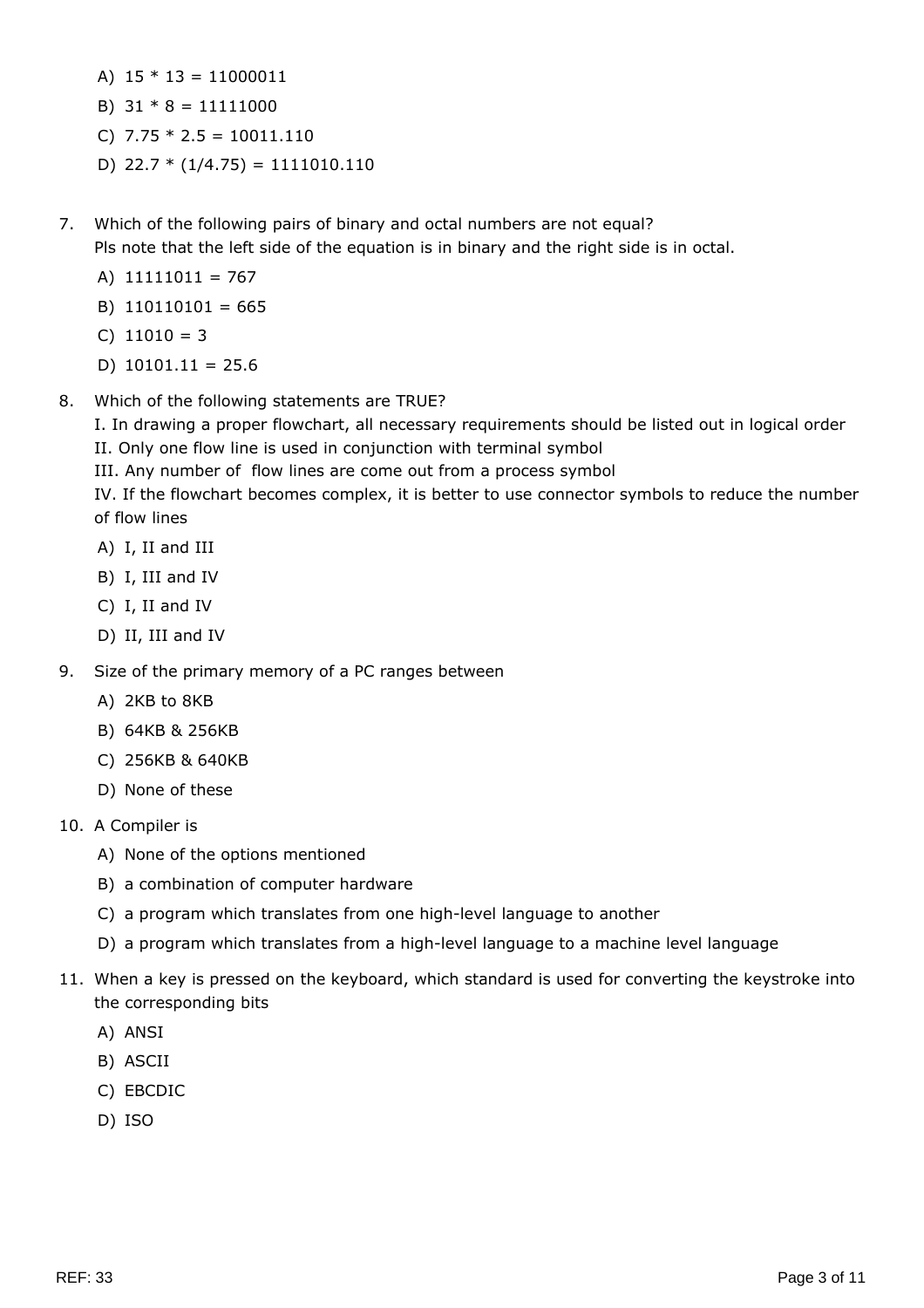A) 15 * 13 = 11000011

B) 31 * 8 = 11111000

C) 7.75 * 2.5 = 10011.110

D) 22.7 * (1/4.75) = 1111010.110

7. Which of the following pairs of binary and octal numbers are not equal?
   Pls note that the left side of the equation is in binary and the right side is in octal.

   A) 11111011 = 767

   B) 110110101 = 665

   C) 11010 = 3

   D) 10101.11 = 25.6

8. Which of the following statements are TRUE?
   I. In drawing a proper flowchart, all necessary requirements should be listed out in logical order
   II. Only one flow line is used in conjunction with terminal symbol
   III. Any number of flow lines are come out from a process symbol
   IV. If the flowchart becomes complex, it is better to use connector symbols to reduce the number of flow lines

   A) I, II and III

   B) I, III and IV

   C) I, II and IV

   D) II, III and IV

9. Size of the primary memory of a PC ranges between

   A) 2KB to 8KB

   B) 64KB & 256KB

   C) 256KB & 640KB

   D) None of these

10. A Compiler is

    A) None of the options mentioned

    B) a combination of computer hardware

    C) a program which translates from one high-level language to another

    D) a program which translates from a high-level language to a machine level language

11. When a key is pressed on the keyboard, which standard is used for converting the keystroke into the corresponding bits

    A) ANSI

    B) ASCII

    C) EBCDIC

    D) ISO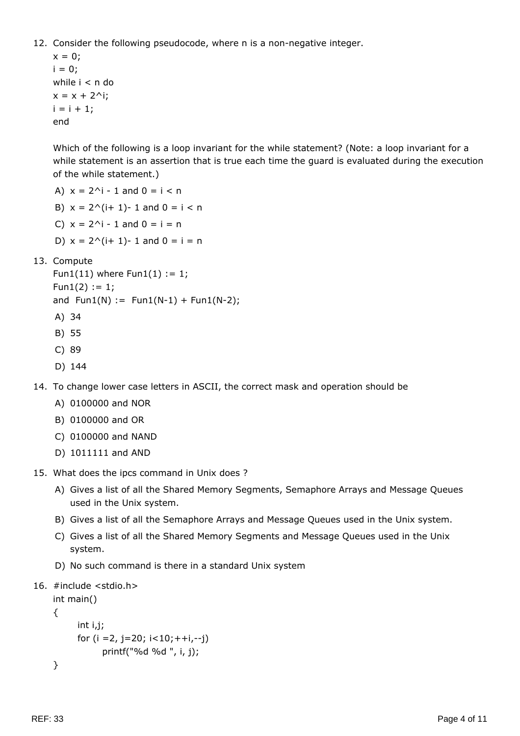12. Consider the following pseudocode, where n is a non-negative integer.

```
x = 0;
i = 0;
while i < n do
x = x + 2^i;
i = i + 1;
end
```

Which of the following is a loop invariant for the while statement? (Note: a loop invariant for a while statement is an assertion that is true each time the guard is evaluated during the execution of the while statement.)

A) x = 2^i - 1 and 0 = i < n

B) x = 2^(i+ 1)- 1 and 0 = i < n

C) x = 2^i - 1 and 0 = i = n

D) x = 2^(i+ 1)- 1 and 0 = i = n

13. Compute
Fun1(11) where Fun1(1) := 1;
Fun1(2) := 1;
and Fun1(N) := Fun1(N-1) + Fun1(N-2);

A) 34

B) 55

C) 89

D) 144

14. To change lower case letters in ASCII, the correct mask and operation should be

A) 0100000 and NOR

B) 0100000 and OR

C) 0100000 and NAND

D) 1011111 and AND

15. What does the ipcs command in Unix does ?

A) Gives a list of all the Shared Memory Segments, Semaphore Arrays and Message Queues used in the Unix system.

B) Gives a list of all the Semaphore Arrays and Message Queues used in the Unix system.

C) Gives a list of all the Shared Memory Segments and Message Queues used in the Unix system.

D) No such command is there in a standard Unix system

16.

```
#include <stdio.h>
int main()
{
    int i,j;
    for (i =2, j=20; i<10;++i,--j)
        printf("%d %d ", i, j);
}
```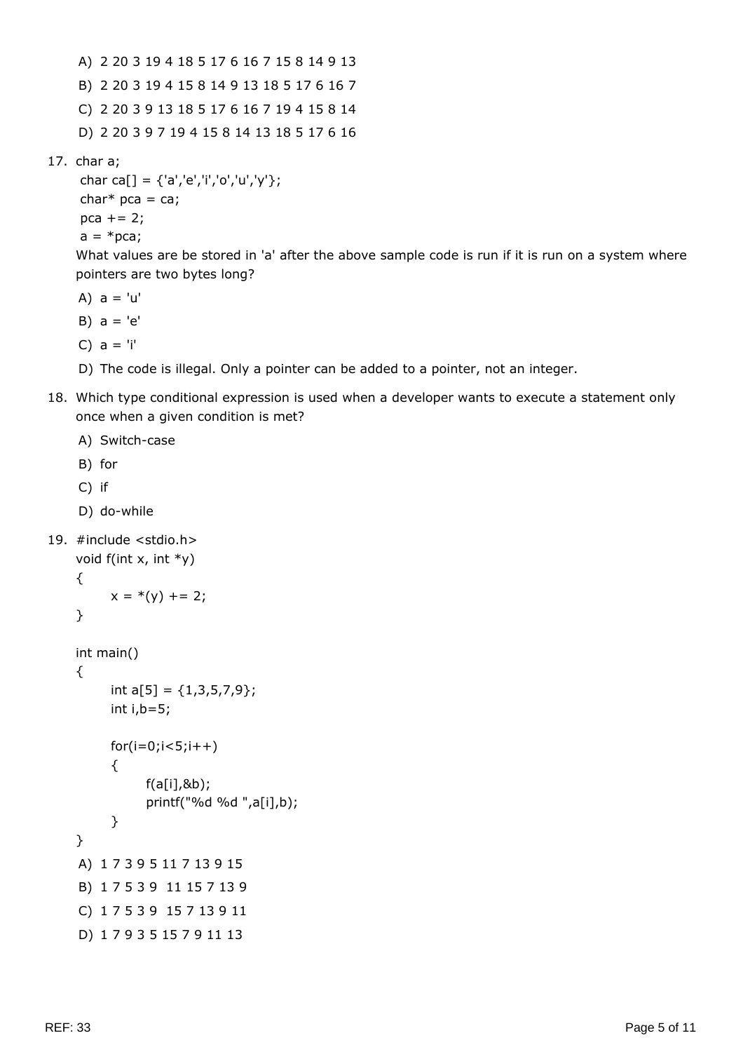A) 2 20 3 19 4 18 5 17 6 16 7 15 8 14 9 13

B) 2 20 3 19 4 15 8 14 9 13 18 5 17 6 16 7

C) 2 20 3 9 13 18 5 17 6 16 7 19 4 15 8 14

D) 2 20 3 9 7 19 4 15 8 14 13 18 5 17 6 16

17.
```
char a;
char ca[] = {'a','e','i','o','u','y'};
char* pca = ca;
pca += 2;
a = *pca;
```
What values are be stored in 'a' after the above sample code is run if it is run on a system where pointers are two bytes long?

A) a = 'u'

B) a = 'e'

C) a = 'i'

D) The code is illegal. Only a pointer can be added to a pointer, not an integer.

18. Which type conditional expression is used when a developer wants to execute a statement only once when a given condition is met?

A) Switch-case

B) for

C) if

D) do-while

19.
```
#include <stdio.h>
void f(int x, int *y)
{
      x = *(y) += 2;
}

int main()
{
      int a[5] = {1,3,5,7,9};
      int i,b=5;

      for(i=0;i<5;i++)
      {
            f(a[i],&b);
            printf("%d %d ",a[i],b);
      }
}
```
A) 1 7 3 9 5 11 7 13 9 15

B) 1 7 5 3 9 11 15 7 13 9

C) 1 7 5 3 9 15 7 13 9 11

D) 1 7 9 3 5 15 7 9 11 13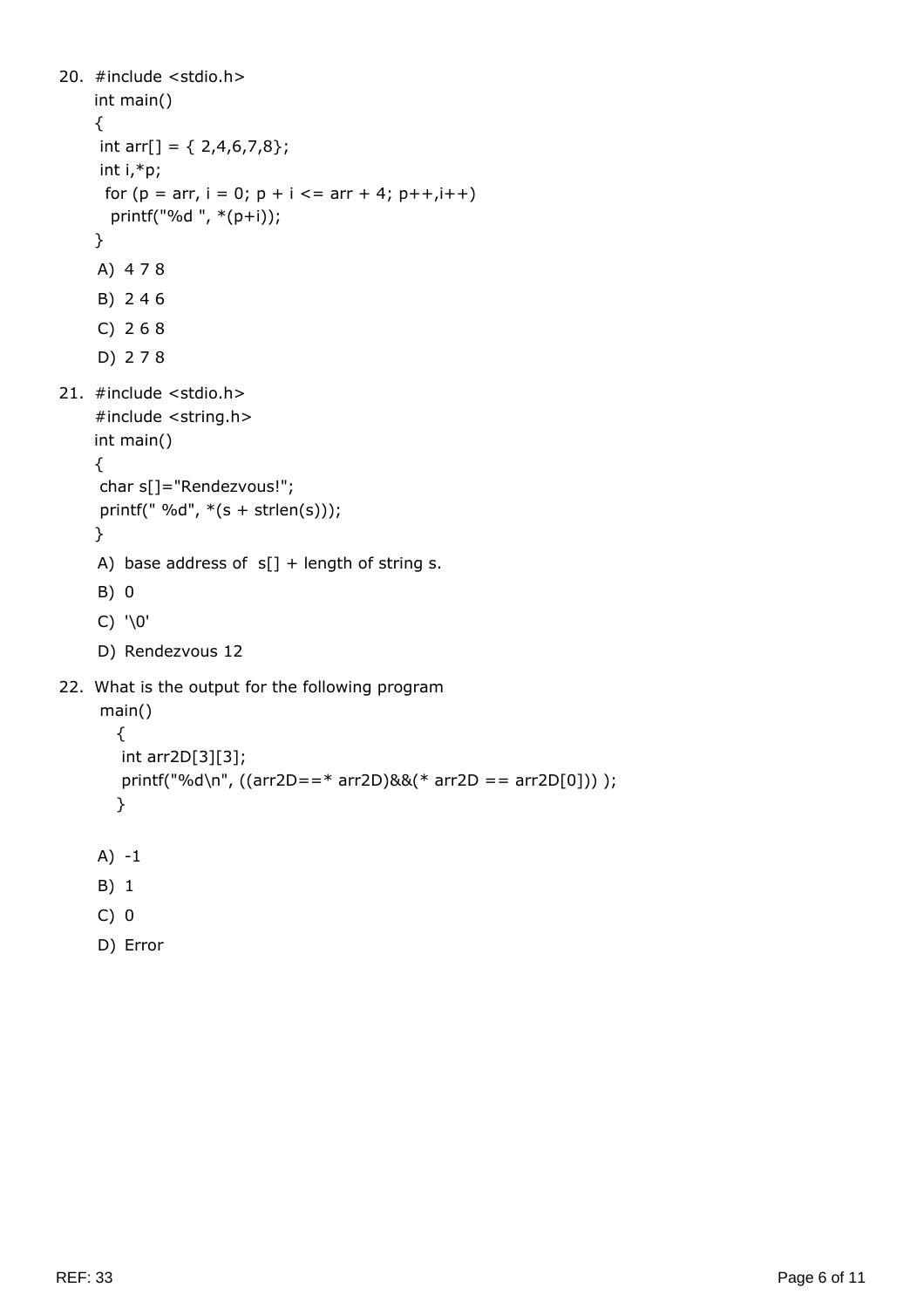20.
```
#include <stdio.h>
int main()
{
 int arr[] = { 2,4,6,7,8};
 int i,*p;
  for (p = arr, i = 0; p + i <= arr + 4; p++,i++)
   printf("%d ", *(p+i));
}
```

A) 4 7 8

B) 2 4 6

C) 2 6 8

D) 2 7 8

21.
```
#include <stdio.h>
#include <string.h>
int main()
{
 char s[]="Rendezvous!";
 printf(" %d", *(s + strlen(s)));
}
```

A) base address of s[] + length of string s.

B) 0

C) '\0'

D) Rendezvous 12

22. What is the output for the following program
```
main()
   {
    int arr2D[3][3];
    printf("%d\n", ((arr2D==* arr2D)&&(* arr2D == arr2D[0])) );
   }
```

A) -1

B) 1

C) 0

D) Error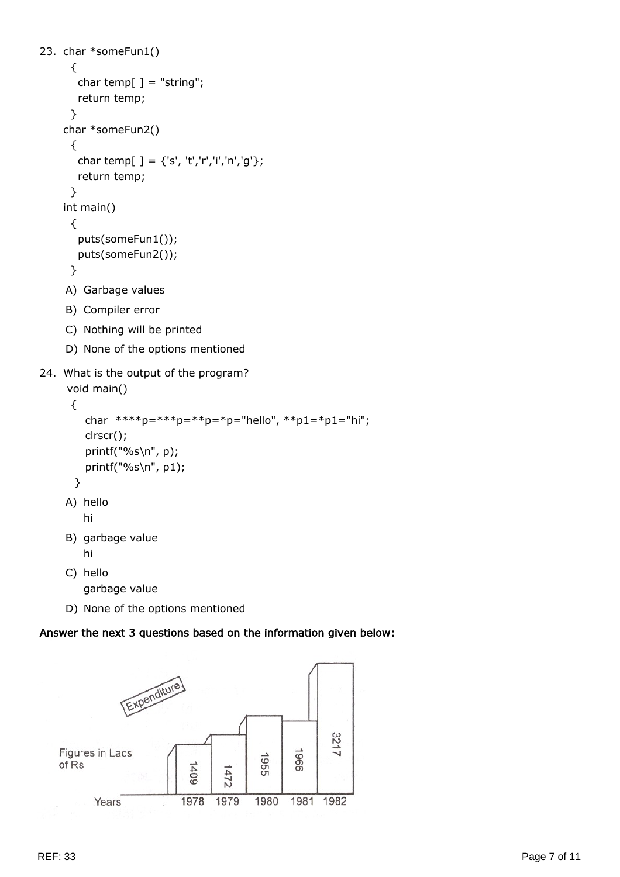23.
```
char *someFun1()
  {
    char temp[ ] = "string";
    return temp;
  }
char *someFun2()
  {
    char temp[ ] = {'s', 't','r','i','n','g'};
    return temp;
  }
int main()
  {
    puts(someFun1());
    puts(someFun2());
  }
```

A) Garbage values

B) Compiler error

C) Nothing will be printed

D) None of the options mentioned

24. What is the output of the program?

```
void main()
  {
     char  ****p=***p=**p=*p="hello", **p1=*p1="hi";
     clrscr();
     printf("%s\n", p);
     printf("%s\n", p1);
   }
```

A) hello
   hi

B) garbage value
   hi

C) hello
   garbage value

D) None of the options mentioned

**Answer the next 3 questions based on the information given below:**

Expenditure

Figures in Lacs of Rs

| Years | 1978 | 1979 | 1980 | 1981 | 1982 |
|---|---|---|---|---|---|
| Expenditure | 1409 | 1472 | 1955 | 1966 | 3217 |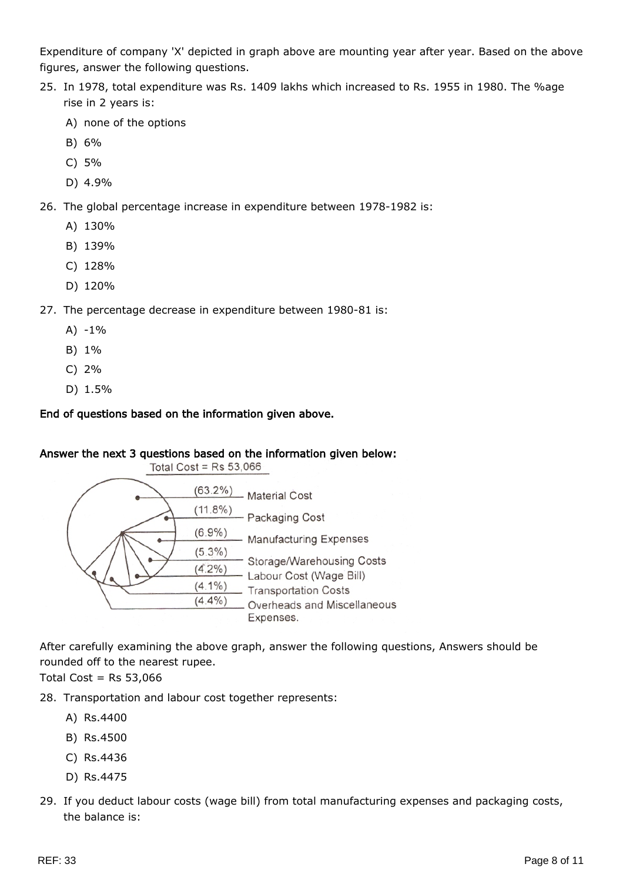Expenditure of company 'X' depicted in graph above are mounting year after year. Based on the above figures, answer the following questions.

25. In 1978, total expenditure was Rs. 1409 lakhs which increased to Rs. 1955 in 1980. The %age rise in 2 years is:
    A) none of the options
    B) 6%
    C) 5%
    D) 4.9%

26. The global percentage increase in expenditure between 1978-1982 is:
    A) 130%
    B) 139%
    C) 128%
    D) 120%

27. The percentage decrease in expenditure between 1980-81 is:
    A) -1%
    B) 1%
    C) 2%
    D) 1.5%

**End of questions based on the information given above.**

**Answer the next 3 questions based on the information given below:**

Total Cost = Rs 53,066

| Share | Item |
|---|---|
| (63.2%) | Material Cost |
| (11.8%) | Packaging Cost |
| (6.9%) | Manufacturing Expenses |
| (5.3%) | Storage/Warehousing Costs |
| (4.2%) | Labour Cost (Wage Bill) |
| (4.1%) | Transportation Costs |
| (4.4%) | Overheads and Miscellaneous Expenses. |

After carefully examining the above graph, answer the following questions, Answers should be rounded off to the nearest rupee.

Total Cost = Rs 53,066

28. Transportation and labour cost together represents:
    A) Rs.4400
    B) Rs.4500
    C) Rs.4436
    D) Rs.4475

29. If you deduct labour costs (wage bill) from total manufacturing expenses and packaging costs, the balance is: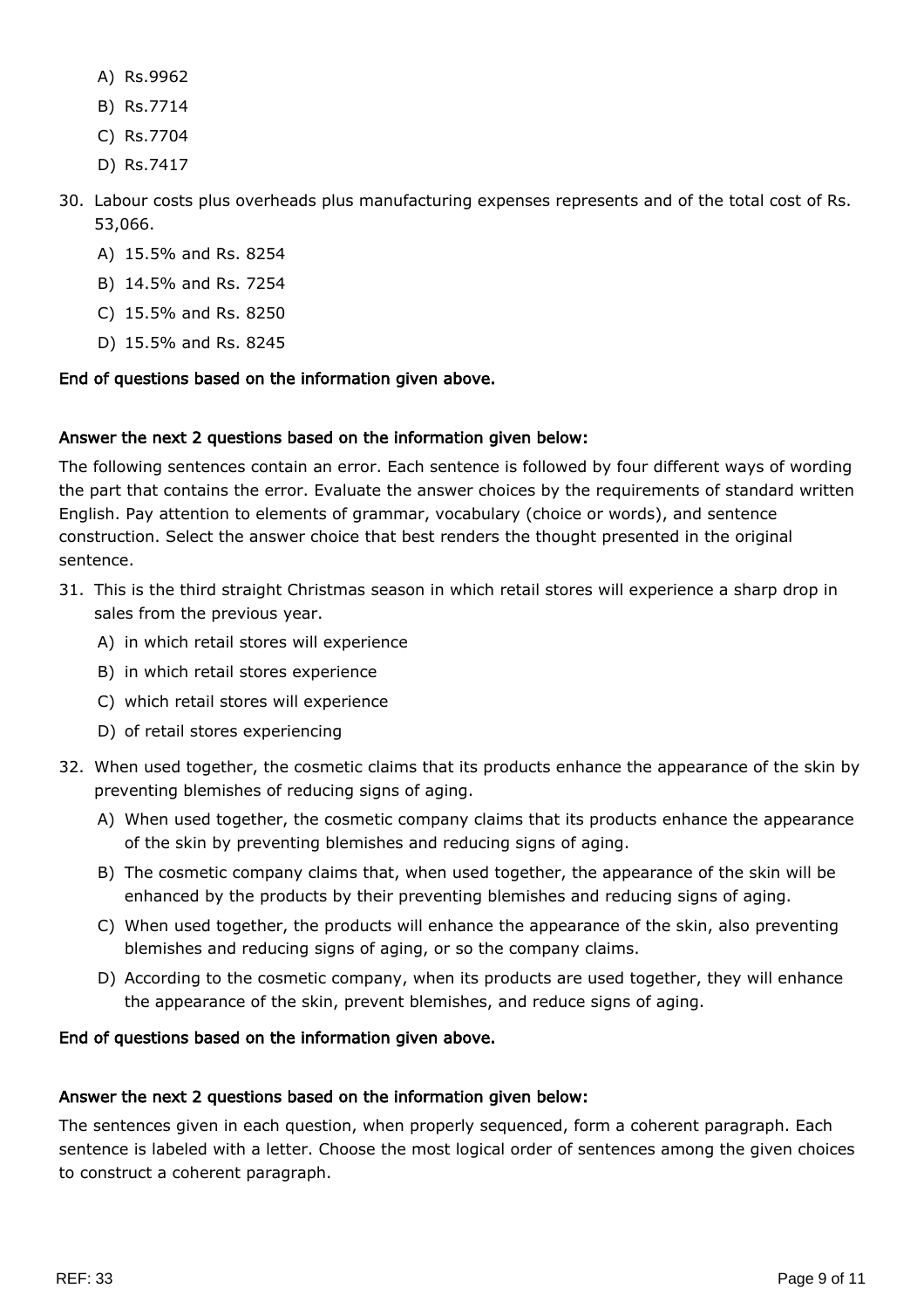A) Rs.9962
B) Rs.7714
C) Rs.7704
D) Rs.7417

30. Labour costs plus overheads plus manufacturing expenses represents and of the total cost of Rs. 53,066.
    A) 15.5% and Rs. 8254
    B) 14.5% and Rs. 7254
    C) 15.5% and Rs. 8250
    D) 15.5% and Rs. 8245

**End of questions based on the information given above.**

**Answer the next 2 questions based on the information given below:**

The following sentences contain an error. Each sentence is followed by four different ways of wording the part that contains the error. Evaluate the answer choices by the requirements of standard written English. Pay attention to elements of grammar, vocabulary (choice or words), and sentence construction. Select the answer choice that best renders the thought presented in the original sentence.

31. This is the third straight Christmas season in which retail stores will experience a sharp drop in sales from the previous year.
    A) in which retail stores will experience
    B) in which retail stores experience
    C) which retail stores will experience
    D) of retail stores experiencing

32. When used together, the cosmetic claims that its products enhance the appearance of the skin by preventing blemishes of reducing signs of aging.
    A) When used together, the cosmetic company claims that its products enhance the appearance of the skin by preventing blemishes and reducing signs of aging.
    B) The cosmetic company claims that, when used together, the appearance of the skin will be enhanced by the products by their preventing blemishes and reducing signs of aging.
    C) When used together, the products will enhance the appearance of the skin, also preventing blemishes and reducing signs of aging, or so the company claims.
    D) According to the cosmetic company, when its products are used together, they will enhance the appearance of the skin, prevent blemishes, and reduce signs of aging.

**End of questions based on the information given above.**

**Answer the next 2 questions based on the information given below:**

The sentences given in each question, when properly sequenced, form a coherent paragraph. Each sentence is labeled with a letter. Choose the most logical order of sentences among the given choices to construct a coherent paragraph.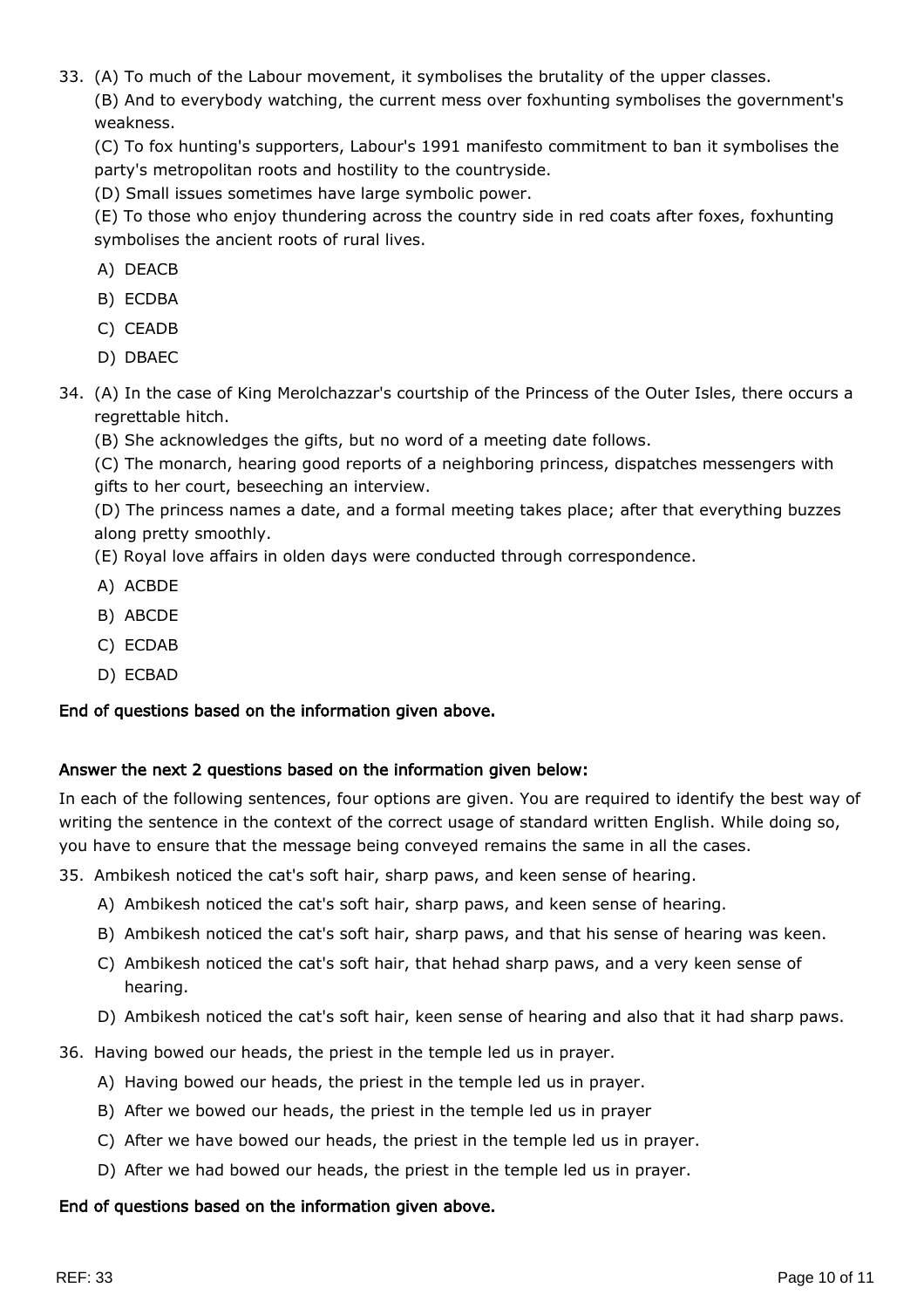33. (A) To much of the Labour movement, it symbolises the brutality of the upper classes.
    (B) And to everybody watching, the current mess over foxhunting symbolises the government's weakness.
    (C) To fox hunting's supporters, Labour's 1991 manifesto commitment to ban it symbolises the party's metropolitan roots and hostility to the countryside.
    (D) Small issues sometimes have large symbolic power.
    (E) To those who enjoy thundering across the country side in red coats after foxes, foxhunting symbolises the ancient roots of rural lives.

    A) DEACB
    B) ECDBA
    C) CEADB
    D) DBAEC

34. (A) In the case of King Merolchazzar's courtship of the Princess of the Outer Isles, there occurs a regrettable hitch.
    (B) She acknowledges the gifts, but no word of a meeting date follows.
    (C) The monarch, hearing good reports of a neighboring princess, dispatches messengers with gifts to her court, beseeching an interview.
    (D) The princess names a date, and a formal meeting takes place; after that everything buzzes along pretty smoothly.
    (E) Royal love affairs in olden days were conducted through correspondence.

    A) ACBDE
    B) ABCDE
    C) ECDAB
    D) ECBAD

**End of questions based on the information given above.**

**Answer the next 2 questions based on the information given below:**

In each of the following sentences, four options are given. You are required to identify the best way of writing the sentence in the context of the correct usage of standard written English. While doing so, you have to ensure that the message being conveyed remains the same in all the cases.

35. Ambikesh noticed the cat's soft hair, sharp paws, and keen sense of hearing.

    A) Ambikesh noticed the cat's soft hair, sharp paws, and keen sense of hearing.
    B) Ambikesh noticed the cat's soft hair, sharp paws, and that his sense of hearing was keen.
    C) Ambikesh noticed the cat's soft hair, that hehad sharp paws, and a very keen sense of hearing.
    D) Ambikesh noticed the cat's soft hair, keen sense of hearing and also that it had sharp paws.

36. Having bowed our heads, the priest in the temple led us in prayer.

    A) Having bowed our heads, the priest in the temple led us in prayer.
    B) After we bowed our heads, the priest in the temple led us in prayer
    C) After we have bowed our heads, the priest in the temple led us in prayer.
    D) After we had bowed our heads, the priest in the temple led us in prayer.

**End of questions based on the information given above.**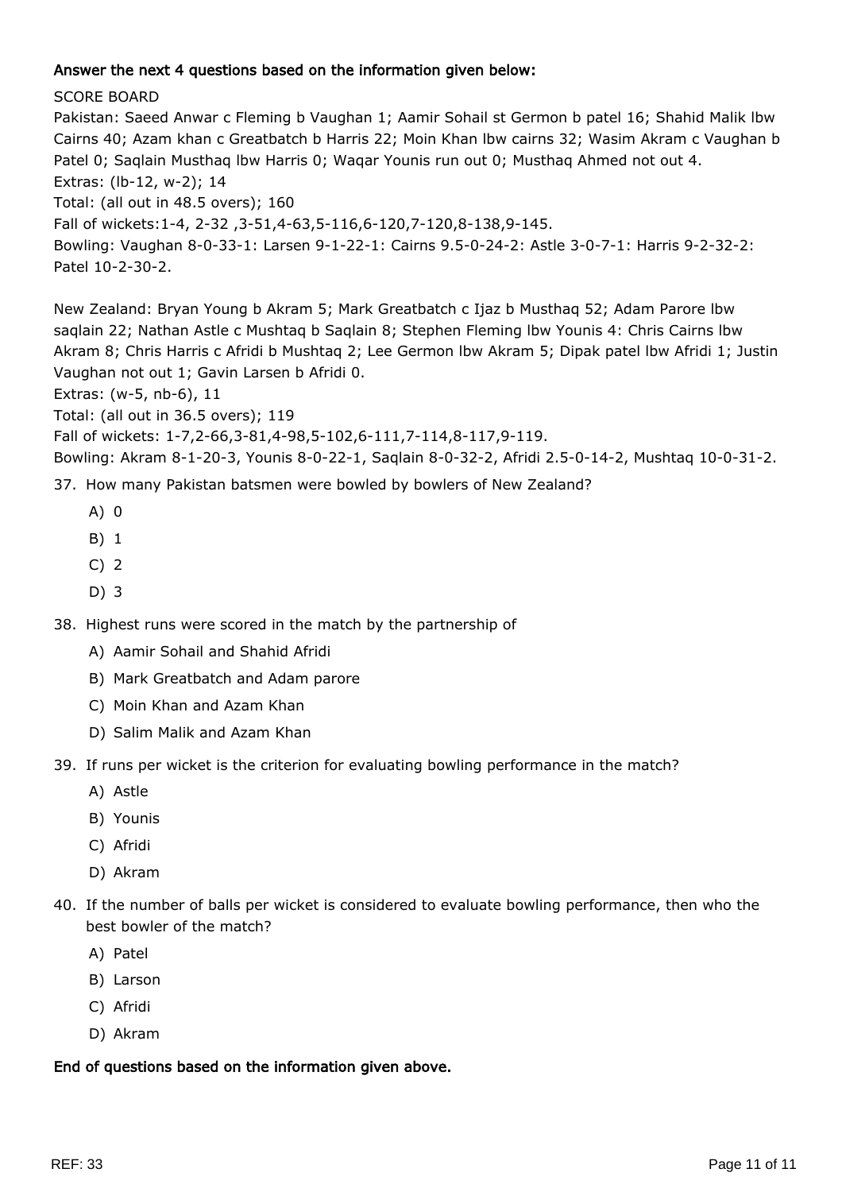**Answer the next 4 questions based on the information given below:**

SCORE BOARD

Pakistan: Saeed Anwar c Fleming b Vaughan 1; Aamir Sohail st Germon b patel 16; Shahid Malik lbw Cairns 40; Azam khan c Greatbatch b Harris 22; Moin Khan lbw cairns 32; Wasim Akram c Vaughan b Patel 0; Saqlain Musthaq lbw Harris 0; Waqar Younis run out 0; Musthaq Ahmed not out 4.

Extras: (lb-12, w-2); 14

Total: (all out in 48.5 overs); 160

Fall of wickets:1-4, 2-32 ,3-51,4-63,5-116,6-120,7-120,8-138,9-145.

Bowling: Vaughan 8-0-33-1: Larsen 9-1-22-1: Cairns 9.5-0-24-2: Astle 3-0-7-1: Harris 9-2-32-2: Patel 10-2-30-2.

New Zealand: Bryan Young b Akram 5; Mark Greatbatch c Ijaz b Musthaq 52; Adam Parore lbw saqlain 22; Nathan Astle c Mushtaq b Saqlain 8; Stephen Fleming lbw Younis 4: Chris Cairns lbw Akram 8; Chris Harris c Afridi b Mushtaq 2; Lee Germon lbw Akram 5; Dipak patel lbw Afridi 1; Justin Vaughan not out 1; Gavin Larsen b Afridi 0.

Extras: (w-5, nb-6), 11

Total: (all out in 36.5 overs); 119

Fall of wickets: 1-7,2-66,3-81,4-98,5-102,6-111,7-114,8-117,9-119.

Bowling: Akram 8-1-20-3, Younis 8-0-22-1, Saqlain 8-0-32-2, Afridi 2.5-0-14-2, Mushtaq 10-0-31-2.

37. How many Pakistan batsmen were bowled by bowlers of New Zealand?
    - A) 0
    - B) 1
    - C) 2
    - D) 3

38. Highest runs were scored in the match by the partnership of
    - A) Aamir Sohail and Shahid Afridi
    - B) Mark Greatbatch and Adam parore
    - C) Moin Khan and Azam Khan
    - D) Salim Malik and Azam Khan

39. If runs per wicket is the criterion for evaluating bowling performance in the match?
    - A) Astle
    - B) Younis
    - C) Afridi
    - D) Akram

40. If the number of balls per wicket is considered to evaluate bowling performance, then who the best bowler of the match?
    - A) Patel
    - B) Larson
    - C) Afridi
    - D) Akram

**End of questions based on the information given above.**